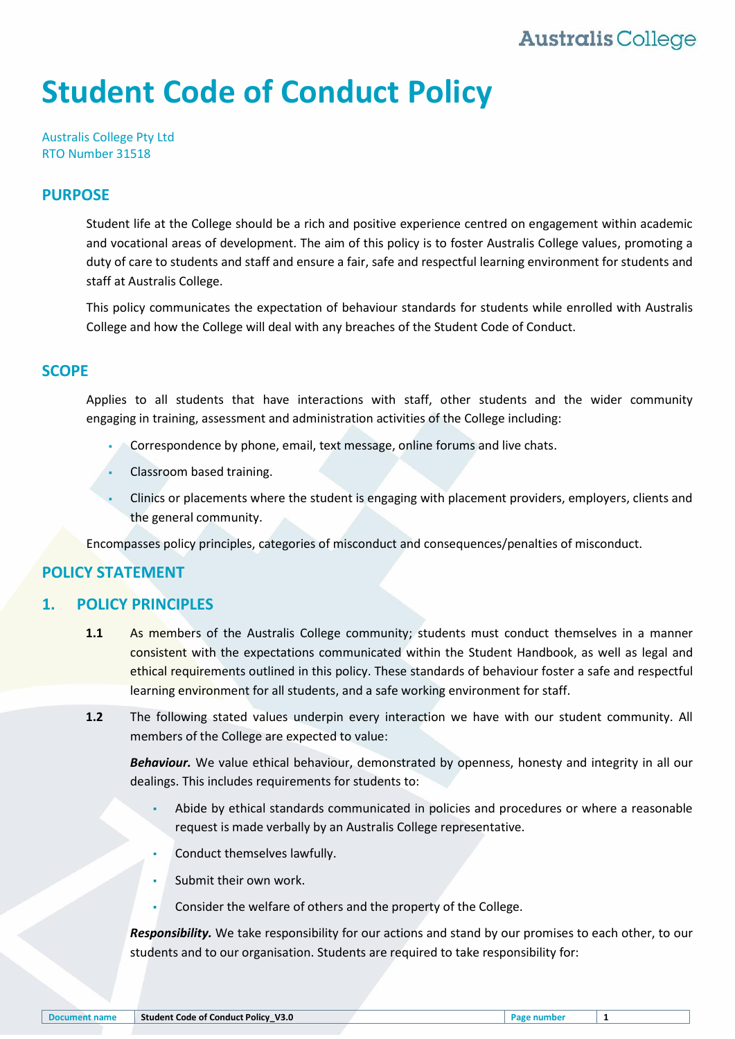# Student Code of Conduct Policy

Australis College Pty Ltd
RTO Number 31518

## PURPOSE

Student life at the College should be a rich and positive experience centred on engagement within academic and vocational areas of development. The aim of this policy is to foster Australis College values, promoting a duty of care to students and staff and ensure a fair, safe and respectful learning environment for students and staff at Australis College.

This policy communicates the expectation of behaviour standards for students while enrolled with Australis College and how the College will deal with any breaches of the Student Code of Conduct.

## SCOPE

Applies to all students that have interactions with staff, other students and the wider community engaging in training, assessment and administration activities of the College including:

- Correspondence by phone, email, text message, online forums and live chats.
- Classroom based training.
- Clinics or placements where the student is engaging with placement providers, employers, clients and the general community.

Encompasses policy principles, categories of misconduct and consequences/penalties of misconduct.

## POLICY STATEMENT

## 1. POLICY PRINCIPLES

**1.1** As members of the Australis College community; students must conduct themselves in a manner consistent with the expectations communicated within the Student Handbook, as well as legal and ethical requirements outlined in this policy. These standards of behaviour foster a safe and respectful learning environment for all students, and a safe working environment for staff.

**1.2** The following stated values underpin every interaction we have with our student community. All members of the College are expected to value:

***Behaviour.*** We value ethical behaviour, demonstrated by openness, honesty and integrity in all our dealings. This includes requirements for students to:

- Abide by ethical standards communicated in policies and procedures or where a reasonable request is made verbally by an Australis College representative.
- Conduct themselves lawfully.
- Submit their own work.
- Consider the welfare of others and the property of the College.

***Responsibility.*** We take responsibility for our actions and stand by our promises to each other, to our students and to our organisation. Students are required to take responsibility for: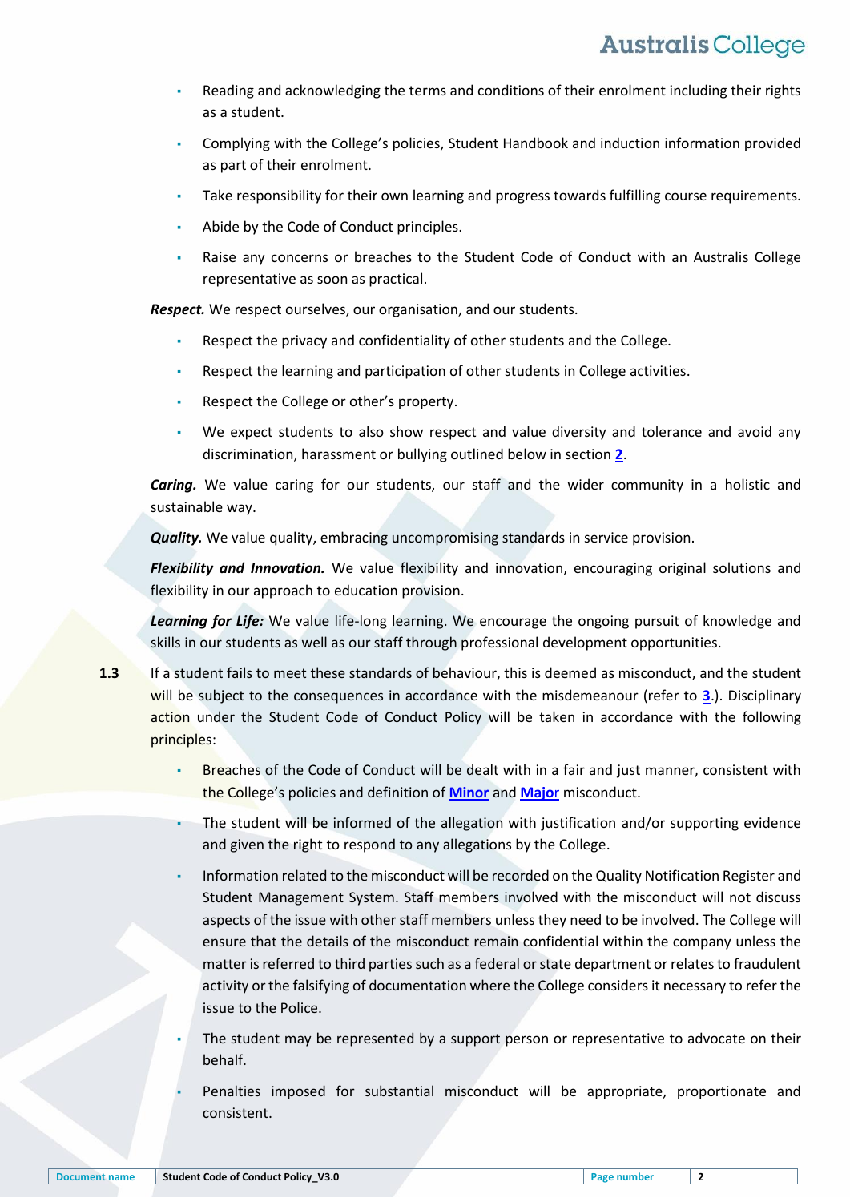- Reading and acknowledging the terms and conditions of their enrolment including their rights as a student.
- Complying with the College's policies, Student Handbook and induction information provided as part of their enrolment.
- Take responsibility for their own learning and progress towards fulfilling course requirements.
- Abide by the Code of Conduct principles.
- Raise any concerns or breaches to the Student Code of Conduct with an Australis College representative as soon as practical.

***Respect.*** We respect ourselves, our organisation, and our students.

- Respect the privacy and confidentiality of other students and the College.
- Respect the learning and participation of other students in College activities.
- Respect the College or other's property.
- We expect students to also show respect and value diversity and tolerance and avoid any discrimination, harassment or bullying outlined below in section **2**.

***Caring.*** We value caring for our students, our staff and the wider community in a holistic and sustainable way.

***Quality.*** We value quality, embracing uncompromising standards in service provision.

***Flexibility and Innovation.*** We value flexibility and innovation, encouraging original solutions and flexibility in our approach to education provision.

***Learning for Life:*** We value life-long learning. We encourage the ongoing pursuit of knowledge and skills in our students as well as our staff through professional development opportunities.

**1.3** If a student fails to meet these standards of behaviour, this is deemed as misconduct, and the student will be subject to the consequences in accordance with the misdemeanour (refer to **3**.). Disciplinary action under the Student Code of Conduct Policy will be taken in accordance with the following principles:

- Breaches of the Code of Conduct will be dealt with in a fair and just manner, consistent with the College's policies and definition of **Minor** and **Major** misconduct.
- The student will be informed of the allegation with justification and/or supporting evidence and given the right to respond to any allegations by the College.
- Information related to the misconduct will be recorded on the Quality Notification Register and Student Management System. Staff members involved with the misconduct will not discuss aspects of the issue with other staff members unless they need to be involved. The College will ensure that the details of the misconduct remain confidential within the company unless the matter is referred to third parties such as a federal or state department or relates to fraudulent activity or the falsifying of documentation where the College considers it necessary to refer the issue to the Police.
- The student may be represented by a support person or representative to advocate on their behalf.
- Penalties imposed for substantial misconduct will be appropriate, proportionate and consistent.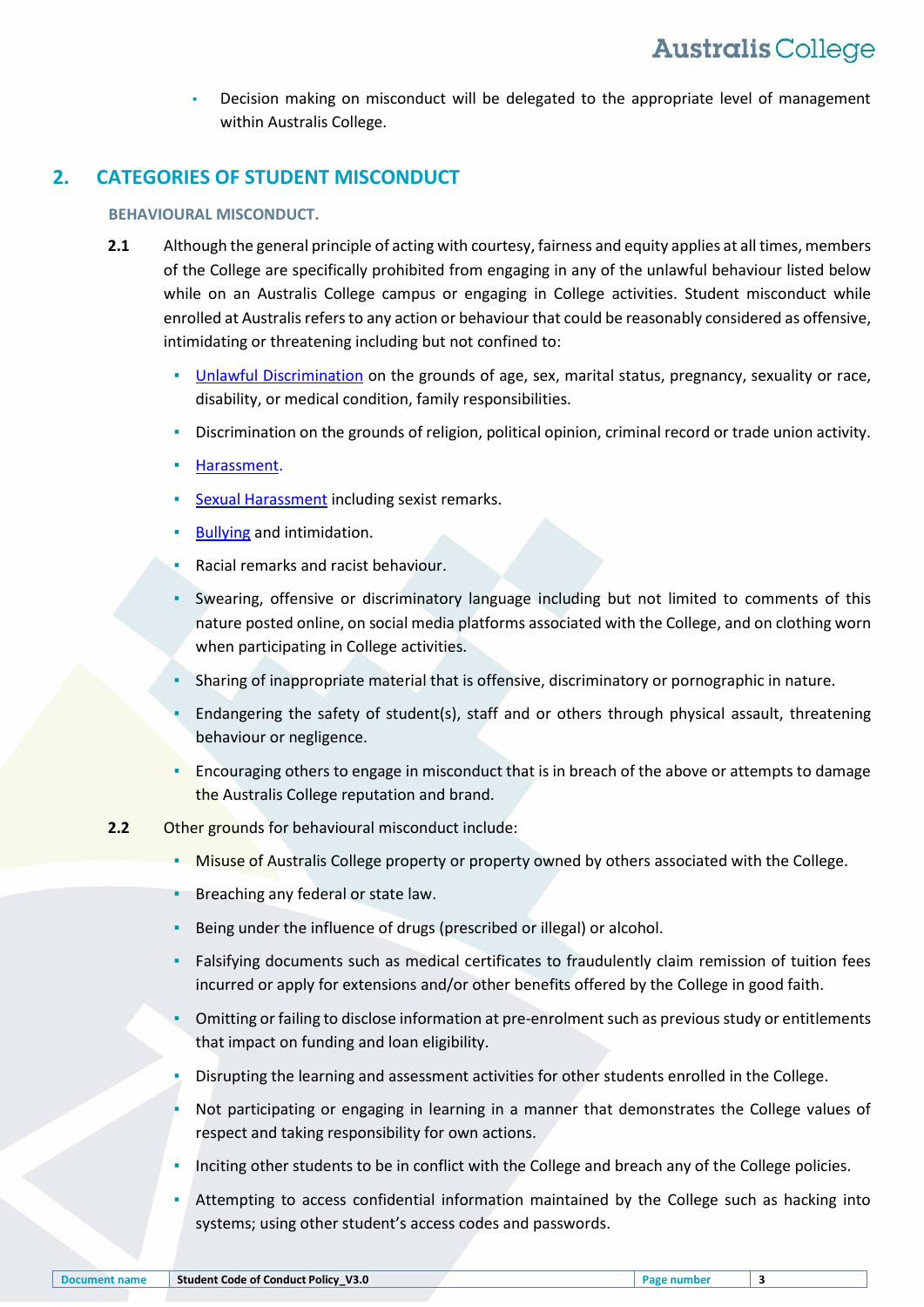- Decision making on misconduct will be delegated to the appropriate level of management within Australis College.

## 2. CATEGORIES OF STUDENT MISCONDUCT

### BEHAVIOURAL MISCONDUCT.

**2.1** Although the general principle of acting with courtesy, fairness and equity applies at all times, members of the College are specifically prohibited from engaging in any of the unlawful behaviour listed below while on an Australis College campus or engaging in College activities. Student misconduct while enrolled at Australis refers to any action or behaviour that could be reasonably considered as offensive, intimidating or threatening including but not confined to:

- Unlawful Discrimination on the grounds of age, sex, marital status, pregnancy, sexuality or race, disability, or medical condition, family responsibilities.
- Discrimination on the grounds of religion, political opinion, criminal record or trade union activity.
- Harassment.
- Sexual Harassment including sexist remarks.
- Bullying and intimidation.
- Racial remarks and racist behaviour.
- Swearing, offensive or discriminatory language including but not limited to comments of this nature posted online, on social media platforms associated with the College, and on clothing worn when participating in College activities.
- Sharing of inappropriate material that is offensive, discriminatory or pornographic in nature.
- Endangering the safety of student(s), staff and or others through physical assault, threatening behaviour or negligence.
- Encouraging others to engage in misconduct that is in breach of the above or attempts to damage the Australis College reputation and brand.

**2.2** Other grounds for behavioural misconduct include:

- Misuse of Australis College property or property owned by others associated with the College.
- Breaching any federal or state law.
- Being under the influence of drugs (prescribed or illegal) or alcohol.
- Falsifying documents such as medical certificates to fraudulently claim remission of tuition fees incurred or apply for extensions and/or other benefits offered by the College in good faith.
- Omitting or failing to disclose information at pre-enrolment such as previous study or entitlements that impact on funding and loan eligibility.
- Disrupting the learning and assessment activities for other students enrolled in the College.
- Not participating or engaging in learning in a manner that demonstrates the College values of respect and taking responsibility for own actions.
- Inciting other students to be in conflict with the College and breach any of the College policies.
- Attempting to access confidential information maintained by the College such as hacking into systems; using other student's access codes and passwords.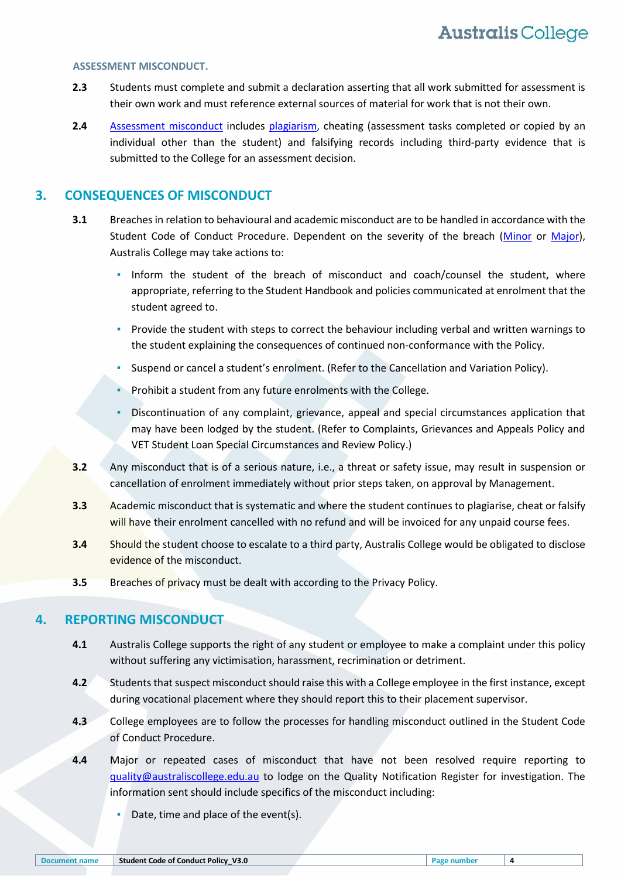#### ASSESSMENT MISCONDUCT.

**2.3** Students must complete and submit a declaration asserting that all work submitted for assessment is their own work and must reference external sources of material for work that is not their own.

**2.4** Assessment misconduct includes plagiarism, cheating (assessment tasks completed or copied by an individual other than the student) and falsifying records including third-party evidence that is submitted to the College for an assessment decision.

## 3. CONSEQUENCES OF MISCONDUCT

**3.1** Breaches in relation to behavioural and academic misconduct are to be handled in accordance with the Student Code of Conduct Procedure. Dependent on the severity of the breach (Minor or Major), Australis College may take actions to:

- Inform the student of the breach of misconduct and coach/counsel the student, where appropriate, referring to the Student Handbook and policies communicated at enrolment that the student agreed to.
- Provide the student with steps to correct the behaviour including verbal and written warnings to the student explaining the consequences of continued non-conformance with the Policy.
- Suspend or cancel a student's enrolment. (Refer to the Cancellation and Variation Policy).
- Prohibit a student from any future enrolments with the College.
- Discontinuation of any complaint, grievance, appeal and special circumstances application that may have been lodged by the student. (Refer to Complaints, Grievances and Appeals Policy and VET Student Loan Special Circumstances and Review Policy.)

**3.2** Any misconduct that is of a serious nature, i.e., a threat or safety issue, may result in suspension or cancellation of enrolment immediately without prior steps taken, on approval by Management.

**3.3** Academic misconduct that is systematic and where the student continues to plagiarise, cheat or falsify will have their enrolment cancelled with no refund and will be invoiced for any unpaid course fees.

**3.4** Should the student choose to escalate to a third party, Australis College would be obligated to disclose evidence of the misconduct.

**3.5** Breaches of privacy must be dealt with according to the Privacy Policy.

## 4. REPORTING MISCONDUCT

**4.1** Australis College supports the right of any student or employee to make a complaint under this policy without suffering any victimisation, harassment, recrimination or detriment.

**4.2** Students that suspect misconduct should raise this with a College employee in the first instance, except during vocational placement where they should report this to their placement supervisor.

**4.3** College employees are to follow the processes for handling misconduct outlined in the Student Code of Conduct Procedure.

**4.4** Major or repeated cases of misconduct that have not been resolved require reporting to quality@australiscollege.edu.au to lodge on the Quality Notification Register for investigation. The information sent should include specifics of the misconduct including:

- Date, time and place of the event(s).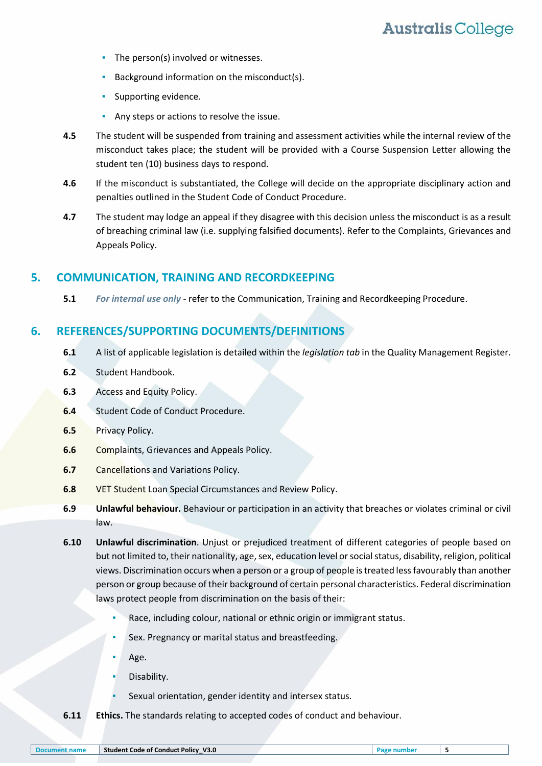- The person(s) involved or witnesses.
- Background information on the misconduct(s).
- Supporting evidence.
- Any steps or actions to resolve the issue.

**4.5** The student will be suspended from training and assessment activities while the internal review of the misconduct takes place; the student will be provided with a Course Suspension Letter allowing the student ten (10) business days to respond.

**4.6** If the misconduct is substantiated, the College will decide on the appropriate disciplinary action and penalties outlined in the Student Code of Conduct Procedure.

**4.7** The student may lodge an appeal if they disagree with this decision unless the misconduct is as a result of breaching criminal law (i.e. supplying falsified documents). Refer to the Complaints, Grievances and Appeals Policy.

## 5. COMMUNICATION, TRAINING AND RECORDKEEPING

**5.1** *For internal use only* - refer to the Communication, Training and Recordkeeping Procedure.

## 6. REFERENCES/SUPPORTING DOCUMENTS/DEFINITIONS

**6.1** A list of applicable legislation is detailed within the *legislation tab* in the Quality Management Register.

**6.2** Student Handbook.

**6.3** Access and Equity Policy.

**6.4** Student Code of Conduct Procedure.

**6.5** Privacy Policy.

**6.6** Complaints, Grievances and Appeals Policy.

**6.7** Cancellations and Variations Policy.

**6.8** VET Student Loan Special Circumstances and Review Policy.

**6.9** **Unlawful behaviour.** Behaviour or participation in an activity that breaches or violates criminal or civil law.

**6.10** **Unlawful discrimination**. Unjust or prejudiced treatment of different categories of people based on but not limited to, their nationality, age, sex, education level or social status, disability, religion, political views. Discrimination occurs when a person or a group of people is treated less favourably than another person or group because of their background of certain personal characteristics. Federal discrimination laws protect people from discrimination on the basis of their:

- Race, including colour, national or ethnic origin or immigrant status.
- Sex. Pregnancy or marital status and breastfeeding.
- Age.
- Disability.
- Sexual orientation, gender identity and intersex status.

**6.11** **Ethics.** The standards relating to accepted codes of conduct and behaviour.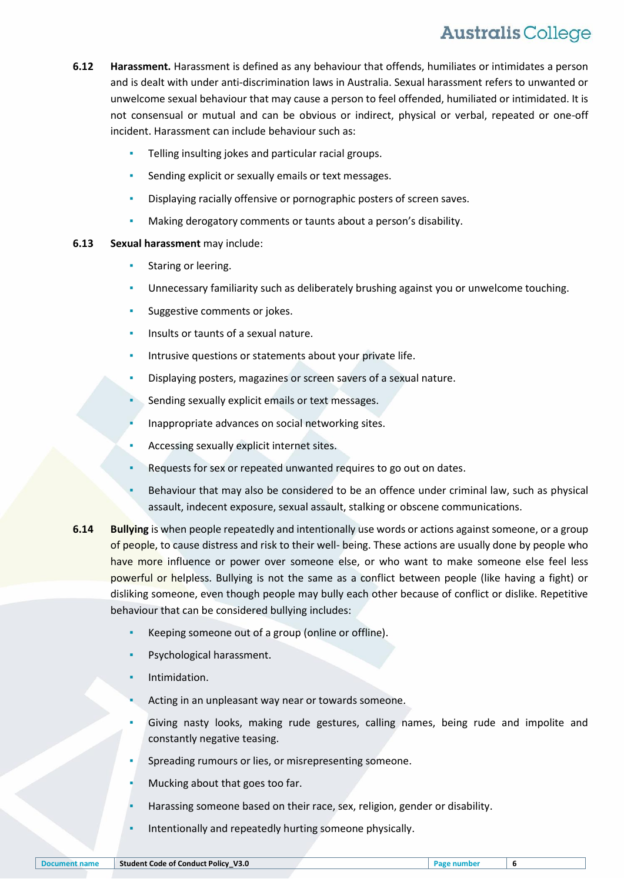**6.12** **Harassment.** Harassment is defined as any behaviour that offends, humiliates or intimidates a person and is dealt with under anti-discrimination laws in Australia. Sexual harassment refers to unwanted or unwelcome sexual behaviour that may cause a person to feel offended, humiliated or intimidated. It is not consensual or mutual and can be obvious or indirect, physical or verbal, repeated or one-off incident. Harassment can include behaviour such as:

- Telling insulting jokes and particular racial groups.
- Sending explicit or sexually emails or text messages.
- Displaying racially offensive or pornographic posters of screen saves.
- Making derogatory comments or taunts about a person's disability.

**6.13** **Sexual harassment** may include:

- Staring or leering.
- Unnecessary familiarity such as deliberately brushing against you or unwelcome touching.
- Suggestive comments or jokes.
- Insults or taunts of a sexual nature.
- Intrusive questions or statements about your private life.
- Displaying posters, magazines or screen savers of a sexual nature.
- Sending sexually explicit emails or text messages.
- Inappropriate advances on social networking sites.
- Accessing sexually explicit internet sites.
- Requests for sex or repeated unwanted requires to go out on dates.
- Behaviour that may also be considered to be an offence under criminal law, such as physical assault, indecent exposure, sexual assault, stalking or obscene communications.

**6.14** **Bullying** is when people repeatedly and intentionally use words or actions against someone, or a group of people, to cause distress and risk to their well- being. These actions are usually done by people who have more influence or power over someone else, or who want to make someone else feel less powerful or helpless. Bullying is not the same as a conflict between people (like having a fight) or disliking someone, even though people may bully each other because of conflict or dislike. Repetitive behaviour that can be considered bullying includes:

- Keeping someone out of a group (online or offline).
- Psychological harassment.
- Intimidation.
- Acting in an unpleasant way near or towards someone.
- Giving nasty looks, making rude gestures, calling names, being rude and impolite and constantly negative teasing.
- Spreading rumours or lies, or misrepresenting someone.
- Mucking about that goes too far.
- Harassing someone based on their race, sex, religion, gender or disability.
- Intentionally and repeatedly hurting someone physically.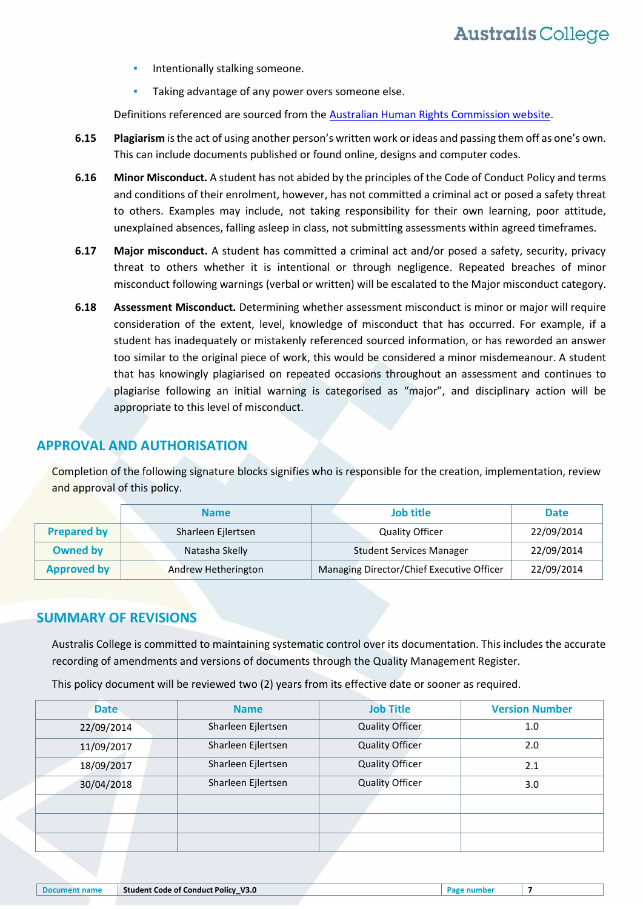- Intentionally stalking someone.
- Taking advantage of any power overs someone else.

Definitions referenced are sourced from the Australian Human Rights Commission website.

**6.15** **Plagiarism** is the act of using another person's written work or ideas and passing them off as one's own. This can include documents published or found online, designs and computer codes.

**6.16** **Minor Misconduct.** A student has not abided by the principles of the Code of Conduct Policy and terms and conditions of their enrolment, however, has not committed a criminal act or posed a safety threat to others. Examples may include, not taking responsibility for their own learning, poor attitude, unexplained absences, falling asleep in class, not submitting assessments within agreed timeframes.

**6.17** **Major misconduct.** A student has committed a criminal act and/or posed a safety, security, privacy threat to others whether it is intentional or through negligence. Repeated breaches of minor misconduct following warnings (verbal or written) will be escalated to the Major misconduct category.

**6.18** **Assessment Misconduct.** Determining whether assessment misconduct is minor or major will require consideration of the extent, level, knowledge of misconduct that has occurred. For example, if a student has inadequately or mistakenly referenced sourced information, or has reworded an answer too similar to the original piece of work, this would be considered a minor misdemeanour. A student that has knowingly plagiarised on repeated occasions throughout an assessment and continues to plagiarise following an initial warning is categorised as "major", and disciplinary action will be appropriate to this level of misconduct.

## APPROVAL AND AUTHORISATION

Completion of the following signature blocks signifies who is responsible for the creation, implementation, review and approval of this policy.

| | Name | Job title | Date |
|---|---|---|---|
| **Prepared by** | Sharleen Ejlertsen | Quality Officer | 22/09/2014 |
| **Owned by** | Natasha Skelly | Student Services Manager | 22/09/2014 |
| **Approved by** | Andrew Hetherington | Managing Director/Chief Executive Officer | 22/09/2014 |

## SUMMARY OF REVISIONS

Australis College is committed to maintaining systematic control over its documentation. This includes the accurate recording of amendments and versions of documents through the Quality Management Register.

This policy document will be reviewed two (2) years from its effective date or sooner as required.

| Date | Name | Job Title | Version Number |
|---|---|---|---|
| 22/09/2014 | Sharleen Ejlertsen | Quality Officer | 1.0 |
| 11/09/2017 | Sharleen Ejlertsen | Quality Officer | 2.0 |
| 18/09/2017 | Sharleen Ejlertsen | Quality Officer | 2.1 |
| 30/04/2018 | Sharleen Ejlertsen | Quality Officer | 3.0 |
| | | | |
| | | | |
| | | | |